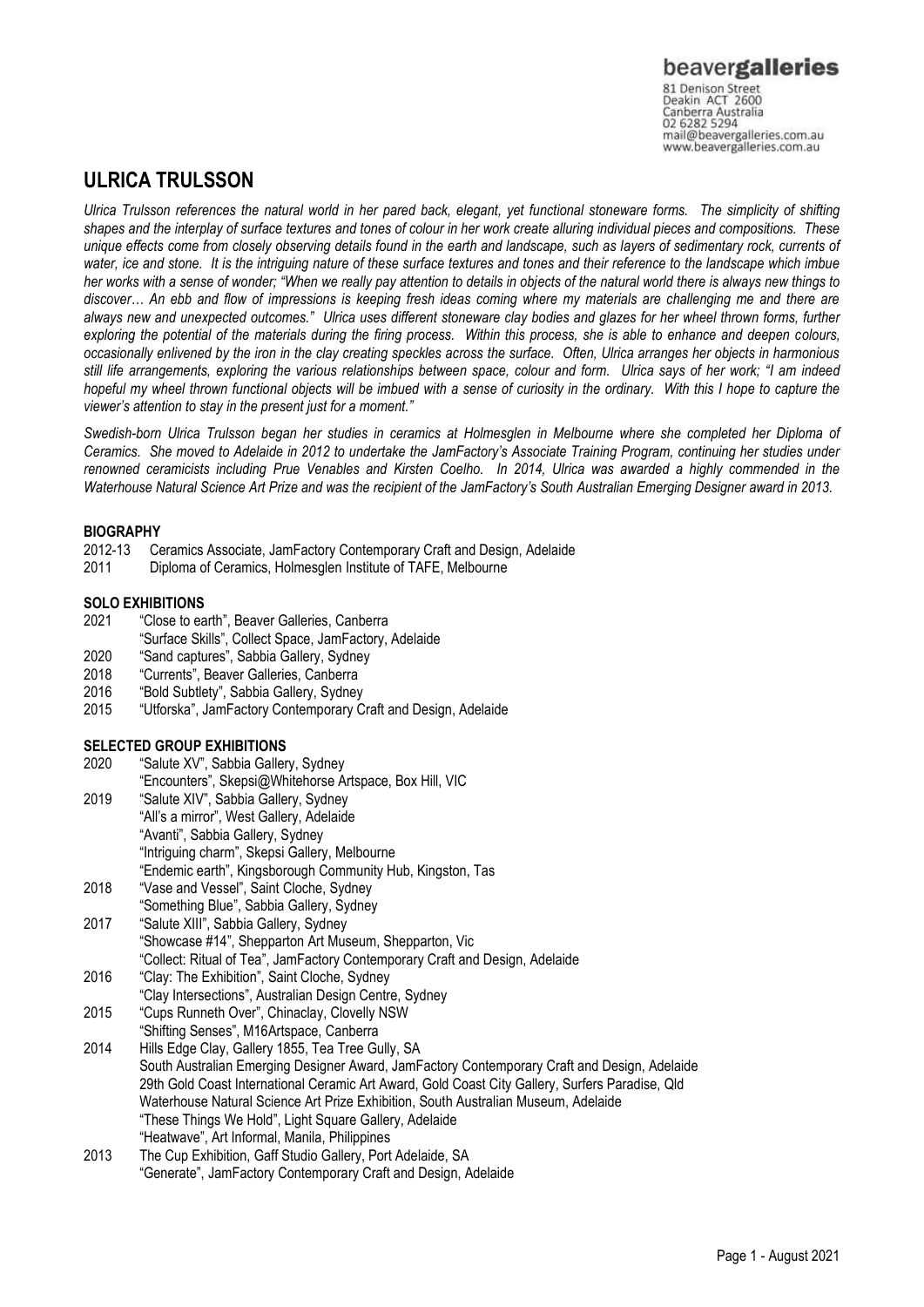beavergalleries
81 Denison Street
Deakin ACT 2600
Canberra Australia
02 6282 5294
mail@beavergalleries.com.au
www.beavergalleries.com.au

# ULRICA TRULSSON

*Ulrica Trulsson references the natural world in her pared back, elegant, yet functional stoneware forms. The simplicity of shifting shapes and the interplay of surface textures and tones of colour in her work create alluring individual pieces and compositions. These unique effects come from closely observing details found in the earth and landscape, such as layers of sedimentary rock, currents of water, ice and stone. It is the intriguing nature of these surface textures and tones and their reference to the landscape which imbue her works with a sense of wonder; "When we really pay attention to details in objects of the natural world there is always new things to discover… An ebb and flow of impressions is keeping fresh ideas coming where my materials are challenging me and there are always new and unexpected outcomes." Ulrica uses different stoneware clay bodies and glazes for her wheel thrown forms, further exploring the potential of the materials during the firing process. Within this process, she is able to enhance and deepen colours, occasionally enlivened by the iron in the clay creating speckles across the surface. Often, Ulrica arranges her objects in harmonious still life arrangements, exploring the various relationships between space, colour and form. Ulrica says of her work; "I am indeed hopeful my wheel thrown functional objects will be imbued with a sense of curiosity in the ordinary. With this I hope to capture the viewer's attention to stay in the present just for a moment."*

*Swedish-born Ulrica Trulsson began her studies in ceramics at Holmesglen in Melbourne where she completed her Diploma of Ceramics. She moved to Adelaide in 2012 to undertake the JamFactory's Associate Training Program, continuing her studies under renowned ceramicists including Prue Venables and Kirsten Coelho. In 2014, Ulrica was awarded a highly commended in the Waterhouse Natural Science Art Prize and was the recipient of the JamFactory's South Australian Emerging Designer award in 2013.*

## BIOGRAPHY

2012-13 Ceramics Associate, JamFactory Contemporary Craft and Design, Adelaide
2011 Diploma of Ceramics, Holmesglen Institute of TAFE, Melbourne

## SOLO EXHIBITIONS

2021 "Close to earth", Beaver Galleries, Canberra
"Surface Skills", Collect Space, JamFactory, Adelaide
2020 "Sand captures", Sabbia Gallery, Sydney
2018 "Currents", Beaver Galleries, Canberra
2016 "Bold Subtlety", Sabbia Gallery, Sydney
2015 "Utforska", JamFactory Contemporary Craft and Design, Adelaide

## SELECTED GROUP EXHIBITIONS

2020 "Salute XV", Sabbia Gallery, Sydney
"Encounters", Skepsi@Whitehorse Artspace, Box Hill, VIC
2019 "Salute XIV", Sabbia Gallery, Sydney
"All's a mirror", West Gallery, Adelaide
"Avanti", Sabbia Gallery, Sydney
"Intriguing charm", Skepsi Gallery, Melbourne
"Endemic earth", Kingsborough Community Hub, Kingston, Tas
2018 "Vase and Vessel", Saint Cloche, Sydney
"Something Blue", Sabbia Gallery, Sydney
2017 "Salute XIII", Sabbia Gallery, Sydney
"Showcase #14", Shepparton Art Museum, Shepparton, Vic
"Collect: Ritual of Tea", JamFactory Contemporary Craft and Design, Adelaide
2016 "Clay: The Exhibition", Saint Cloche, Sydney
"Clay Intersections", Australian Design Centre, Sydney
2015 "Cups Runneth Over", Chinaclay, Clovelly NSW
"Shifting Senses", M16Artspace, Canberra
2014 Hills Edge Clay, Gallery 1855, Tea Tree Gully, SA
South Australian Emerging Designer Award, JamFactory Contemporary Craft and Design, Adelaide
29th Gold Coast International Ceramic Art Award, Gold Coast City Gallery, Surfers Paradise, Qld
Waterhouse Natural Science Art Prize Exhibition, South Australian Museum, Adelaide
"These Things We Hold", Light Square Gallery, Adelaide
"Heatwave", Art Informal, Manila, Philippines
2013 The Cup Exhibition, Gaff Studio Gallery, Port Adelaide, SA
"Generate", JamFactory Contemporary Craft and Design, Adelaide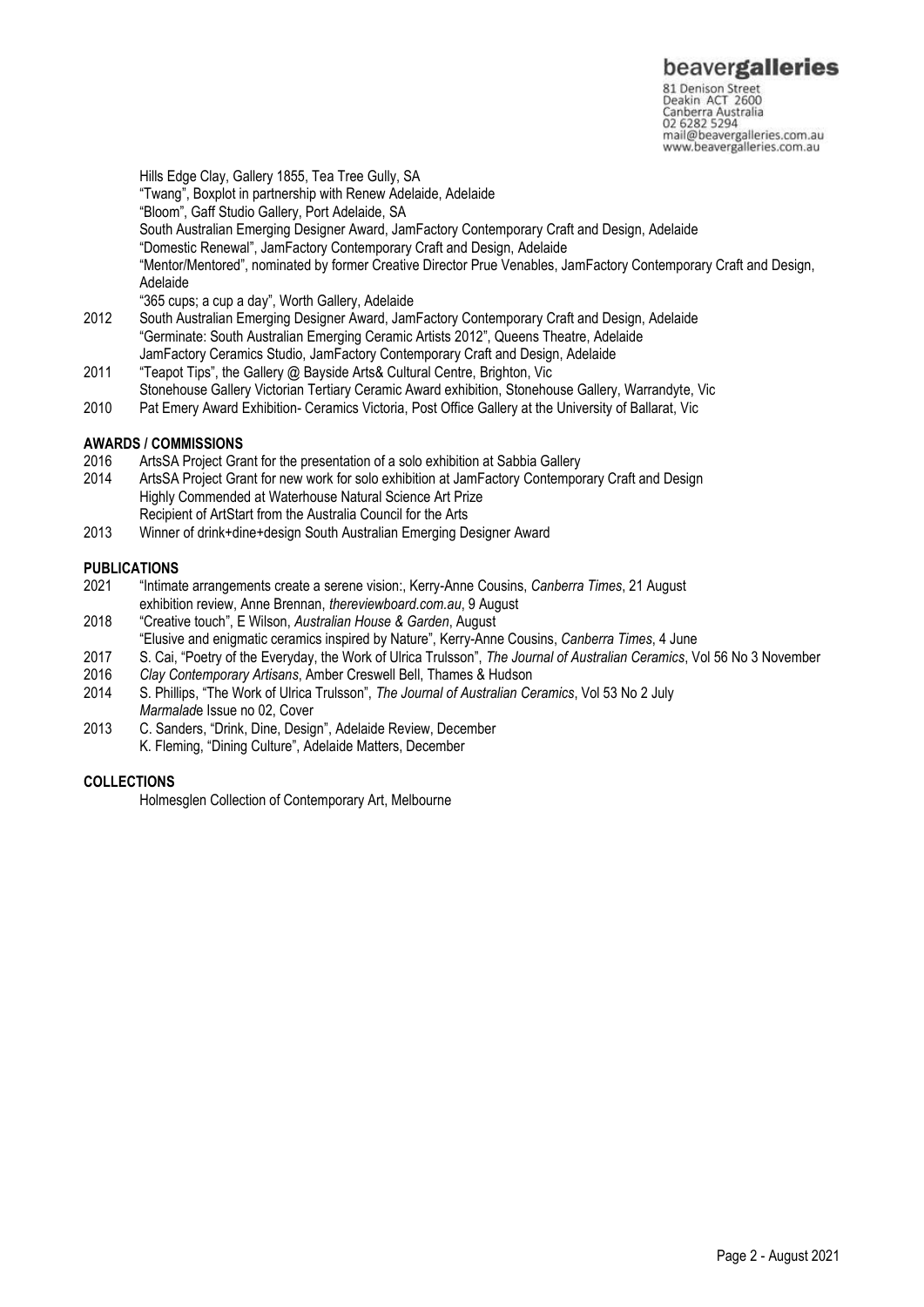Hills Edge Clay, Gallery 1855, Tea Tree Gully, SA
"Twang", Boxplot in partnership with Renew Adelaide, Adelaide
"Bloom", Gaff Studio Gallery, Port Adelaide, SA
South Australian Emerging Designer Award, JamFactory Contemporary Craft and Design, Adelaide
"Domestic Renewal", JamFactory Contemporary Craft and Design, Adelaide
"Mentor/Mentored", nominated by former Creative Director Prue Venables, JamFactory Contemporary Craft and Design, Adelaide
"365 cups; a cup a day", Worth Gallery, Adelaide

2012 South Australian Emerging Designer Award, JamFactory Contemporary Craft and Design, Adelaide
"Germinate: South Australian Emerging Ceramic Artists 2012", Queens Theatre, Adelaide
JamFactory Ceramics Studio, JamFactory Contemporary Craft and Design, Adelaide

2011 "Teapot Tips", the Gallery @ Bayside Arts& Cultural Centre, Brighton, Vic
Stonehouse Gallery Victorian Tertiary Ceramic Award exhibition, Stonehouse Gallery, Warrandyte, Vic

2010 Pat Emery Award Exhibition- Ceramics Victoria, Post Office Gallery at the University of Ballarat, Vic

## AWARDS / COMMISSIONS

2016 ArtsSA Project Grant for the presentation of a solo exhibition at Sabbia Gallery

2014 ArtsSA Project Grant for new work for solo exhibition at JamFactory Contemporary Craft and Design
Highly Commended at Waterhouse Natural Science Art Prize
Recipient of ArtStart from the Australia Council for the Arts

2013 Winner of drink+dine+design South Australian Emerging Designer Award

## PUBLICATIONS

2021 "Intimate arrangements create a serene vision:, Kerry-Anne Cousins, *Canberra Times*, 21 August
exhibition review, Anne Brennan, *thereviewboard.com.au*, 9 August

2018 "Creative touch", E Wilson, *Australian House & Garden*, August
"Elusive and enigmatic ceramics inspired by Nature", Kerry-Anne Cousins, *Canberra Times*, 4 June

2017 S. Cai, "Poetry of the Everyday, the Work of Ulrica Trulsson", *The Journal of Australian Ceramics*, Vol 56 No 3 November

2016 *Clay Contemporary Artisans*, Amber Creswell Bell, Thames & Hudson

2014 S. Phillips, "The Work of Ulrica Trulsson", *The Journal of Australian Ceramics*, Vol 53 No 2 July
*Marmalad*e Issue no 02, Cover

2013 C. Sanders, "Drink, Dine, Design", Adelaide Review, December
K. Fleming, "Dining Culture", Adelaide Matters, December

## COLLECTIONS

Holmesglen Collection of Contemporary Art, Melbourne